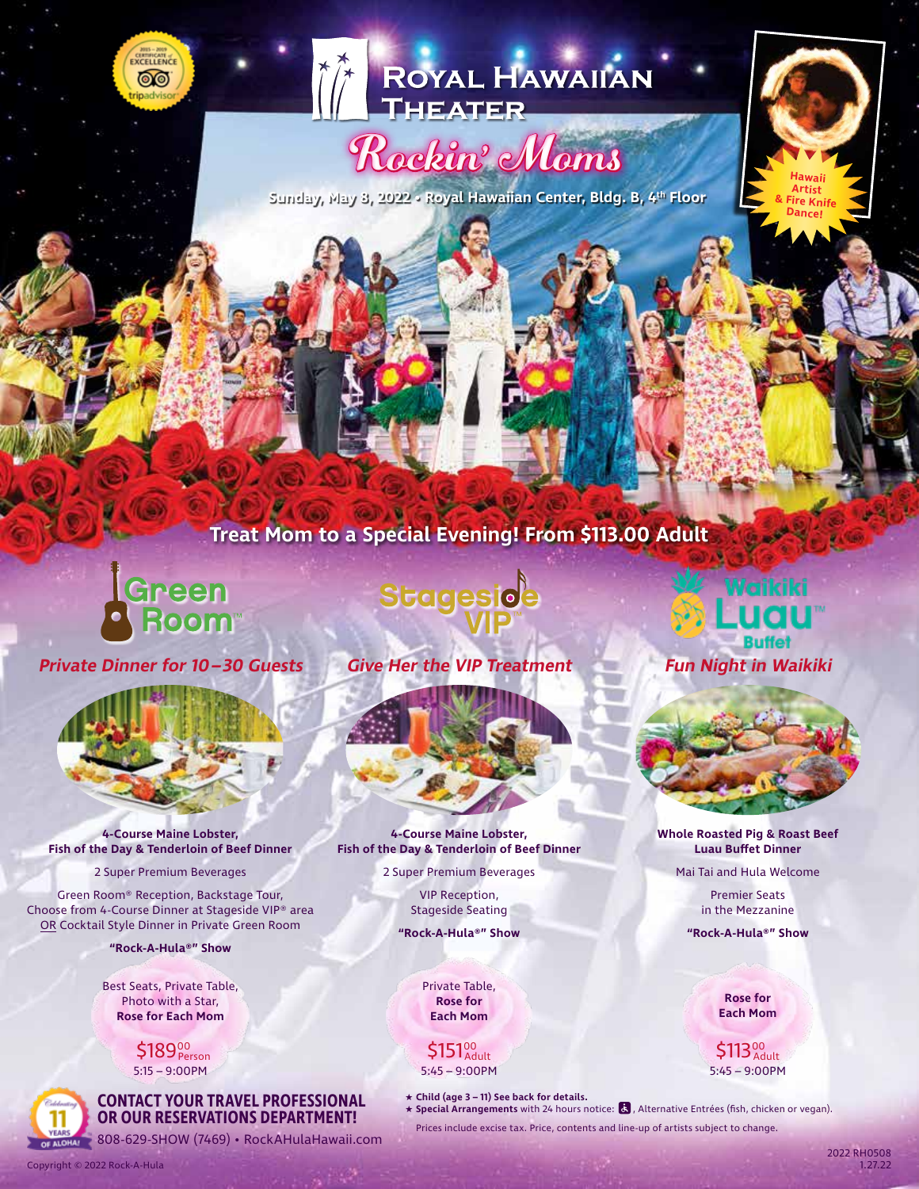# Royal Hawaiian Theater

## Rockin' Moms

**Sunday, May 8, 2022 • Royal Hawaiian Center, Bldg. B, 4th Floor**

Hawaii Artist & Fire Knife Dance!

**Treat Mom to a Special Evening! From $113.00 Adult**

### Green Room™

***Private Dinner for 10–30 Guests***

**4-Course Maine Lobster, Fish of the Day & Tenderloin of Beef Dinner**

2 Super Premium Beverages

Green Room® Reception, Backstage Tour, Choose from 4-Course Dinner at Stageside VIP® area OR Cocktail Style Dinner in Private Green Room

**"Rock-A-Hula®" Show**

Best Seats, Private Table, Photo with a Star, **Rose for Each Mom**

$189.00 Person

5:15 – 9:00PM

### Stageside VIP™

***Give Her the VIP Treatment***

**4-Course Maine Lobster, Fish of the Day & Tenderloin of Beef Dinner**

2 Super Premium Beverages

VIP Reception, Stageside Seating

**"Rock-A-Hula®" Show**

Private Table, **Rose for Each Mom**

$151.00 Adult

5:45 – 9:00PM

### Waikiki Luau™ Buffet

***Fun Night in Waikiki***

**Whole Roasted Pig & Roast Beef Luau Buffet Dinner**

Mai Tai and Hula Welcome

Premier Seats in the Mezzanine

**"Rock-A-Hula®" Show**

**Rose for Each Mom**

$113.00 Adult

5:45 – 9:00PM

**CONTACT YOUR TRAVEL PROFESSIONAL OR OUR RESERVATIONS DEPARTMENT!**

808-629-SHOW (7469) • RockAHulaHawaii.com

★ **Child (age 3 – 11) See back for details.**
★ **Special Arrangements** with 24 hours notice: ♿, Alternative Entrées (fish, chicken or vegan).

Prices include excise tax. Price, contents and line-up of artists subject to change.

Copyright © 2022 Rock-A-Hula

2022 RH0508
1.27.22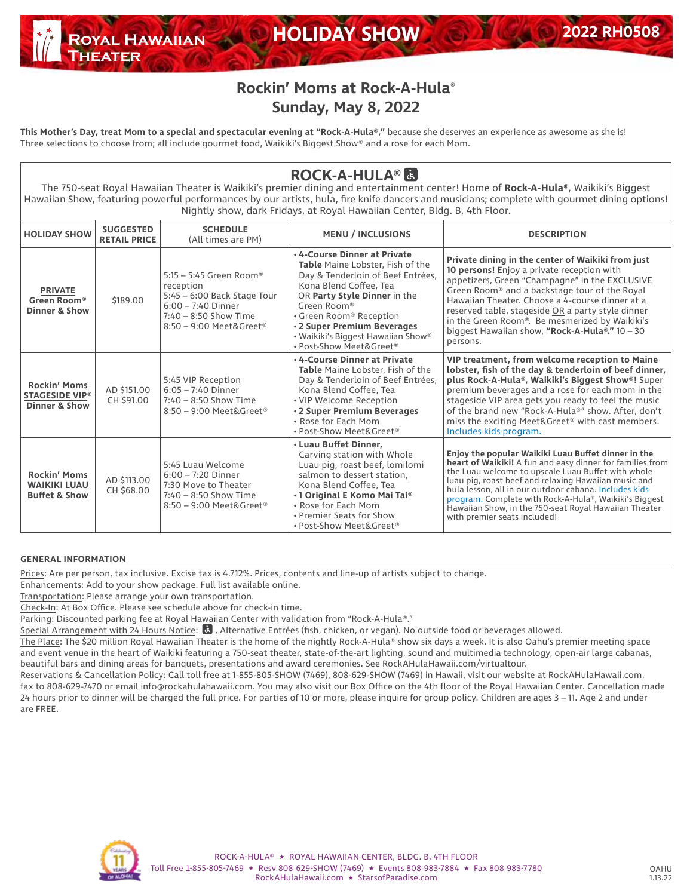# Royal Hawaiian Theater — HOLIDAY SHOW — 2022 RH0508

## Rockin' Moms at Rock-A-Hula®
## Sunday, May 8, 2022

**This Mother's Day, treat Mom to a special and spectacular evening at "Rock-A-Hula®,"** because she deserves an experience as awesome as she is! Three selections to choose from; all include gourmet food, Waikiki's Biggest Show® and a rose for each Mom.

### ROCK-A-HULA® ♿

The 750-seat Royal Hawaiian Theater is Waikiki's premier dining and entertainment center! Home of **Rock-A-Hula®**, Waikiki's Biggest Hawaiian Show, featuring powerful performances by our artists, hula, fire knife dancers and musicians; complete with gourmet dining options! Nightly show, dark Fridays, at Royal Hawaiian Center, Bldg. B, 4th Floor.

| HOLIDAY SHOW | SUGGESTED RETAIL PRICE | SCHEDULE (All times are PM) | MENU / INCLUSIONS | DESCRIPTION |
|---|---|---|---|---|
| **PRIVATE Green Room® Dinner & Show** | $189.00 | 5:15 – 5:45 Green Room® reception<br>5:45 – 6:00 Back Stage Tour<br>6:00 – 7:40 Dinner<br>7:40 – 8:50 Show Time<br>8:50 – 9:00 Meet&Greet® | • **4-Course Dinner at Private Table** Maine Lobster, Fish of the Day & Tenderloin of Beef Entrées, Kona Blend Coffee, Tea OR **Party Style Dinner** in the Green Room®<br>• Green Room® Reception<br>• **2 Super Premium Beverages**<br>• Waikiki's Biggest Hawaiian Show®<br>• Post-Show Meet&Greet® | **Private dining in the center of Waikiki from just 10 persons!** Enjoy a private reception with appetizers, Green "Champagne" in the EXCLUSIVE Green Room® and a backstage tour of the Royal Hawaiian Theater. Choose a 4-course dinner at a reserved table, stageside OR a party style dinner in the Green Room®. Be mesmerized by Waikiki's biggest Hawaiian show, **"Rock-A-Hula®."** 10 – 30 persons. |
| **Rockin' Moms STAGESIDE VIP® Dinner & Show** | AD $151.00<br>CH $91.00 | 5:45 VIP Reception<br>6:05 – 7:40 Dinner<br>7:40 – 8:50 Show Time<br>8:50 – 9:00 Meet&Greet® | • **4-Course Dinner at Private Table** Maine Lobster, Fish of the Day & Tenderloin of Beef Entrées, Kona Blend Coffee, Tea<br>• VIP Welcome Reception<br>• **2 Super Premium Beverages**<br>• Rose for Each Mom<br>• Post-Show Meet&Greet® | **VIP treatment, from welcome reception to Maine lobster, fish of the day & tenderloin of beef dinner, plus Rock-A-Hula®, Waikiki's Biggest Show®!** Super premium beverages and a rose for each mom in the stageside VIP area gets you ready to feel the music of the brand new "Rock-A-Hula®" show. After, don't miss the exciting Meet&Greet® with cast members. Includes kids program. |
| **Rockin' Moms WAIKIKI LUAU Buffet & Show** | AD $113.00<br>CH $68.00 | 5:45 Luau Welcome<br>6:00 – 7:20 Dinner<br>7:30 Move to Theater<br>7:40 – 8:50 Show Time<br>8:50 – 9:00 Meet&Greet® | • **Luau Buffet Dinner,** Carving station with Whole Luau pig, roast beef, lomilomi salmon to dessert station, Kona Blend Coffee, Tea<br>• **1 Original E Komo Mai Tai®**<br>• Rose for Each Mom<br>• Premier Seats for Show<br>• Post-Show Meet&Greet® | **Enjoy the popular Waikiki Luau Buffet dinner in the heart of Waikiki!** A fun and easy dinner for families from the Luau welcome to upscale Luau Buffet with whole luau pig, roast beef and relaxing Hawaiian music and hula lesson, all in our outdoor cabana. Includes kids program. Complete with Rock-A-Hula®, Waikiki's Biggest Hawaiian Show, in the 750-seat Royal Hawaiian Theater with premier seats included! |

### GENERAL INFORMATION

Prices: Are per person, tax inclusive. Excise tax is 4.712%. Prices, contents and line-up of artists subject to change.
Enhancements: Add to your show package. Full list available online.
Transportation: Please arrange your own transportation.
Check-In: At Box Office. Please see schedule above for check-in time.
Parking: Discounted parking fee at Royal Hawaiian Center with validation from "Rock-A-Hula®."
Special Arrangement with 24 Hours Notice: ♿, Alternative Entrées (fish, chicken, or vegan). No outside food or beverages allowed.
The Place: The $20 million Royal Hawaiian Theater is the home of the nightly Rock-A-Hula® show six days a week. It is also Oahu's premier meeting space and event venue in the heart of Waikiki featuring a 750-seat theater, state-of-the-art lighting, sound and multimedia technology, open-air large cabanas, beautiful bars and dining areas for banquets, presentations and award ceremonies. See RockAHulaHawaii.com/virtualtour.
Reservations & Cancellation Policy: Call toll free at 1-855-805-SHOW (7469), 808-629-SHOW (7469) in Hawaii, visit our website at RockAHulaHawaii.com, fax to 808-629-7470 or email info@rockahulahawaii.com. You may also visit our Box Office on the 4th floor of the Royal Hawaiian Center. Cancellation made 24 hours prior to dinner will be charged the full price. For parties of 10 or more, please inquire for group policy. Children are ages 3 – 11. Age 2 and under are FREE.

ROCK-A-HULA® ★ ROYAL HAWAIIAN CENTER, BLDG. B, 4TH FLOOR
Toll Free 1-855-805-7469 ★ Resv 808-629-SHOW (7469) ★ Events 808-983-7884 ★ Fax 808-983-7780
RockAHulaHawaii.com ★ StarsofParadise.com

OAHU 1.13.22